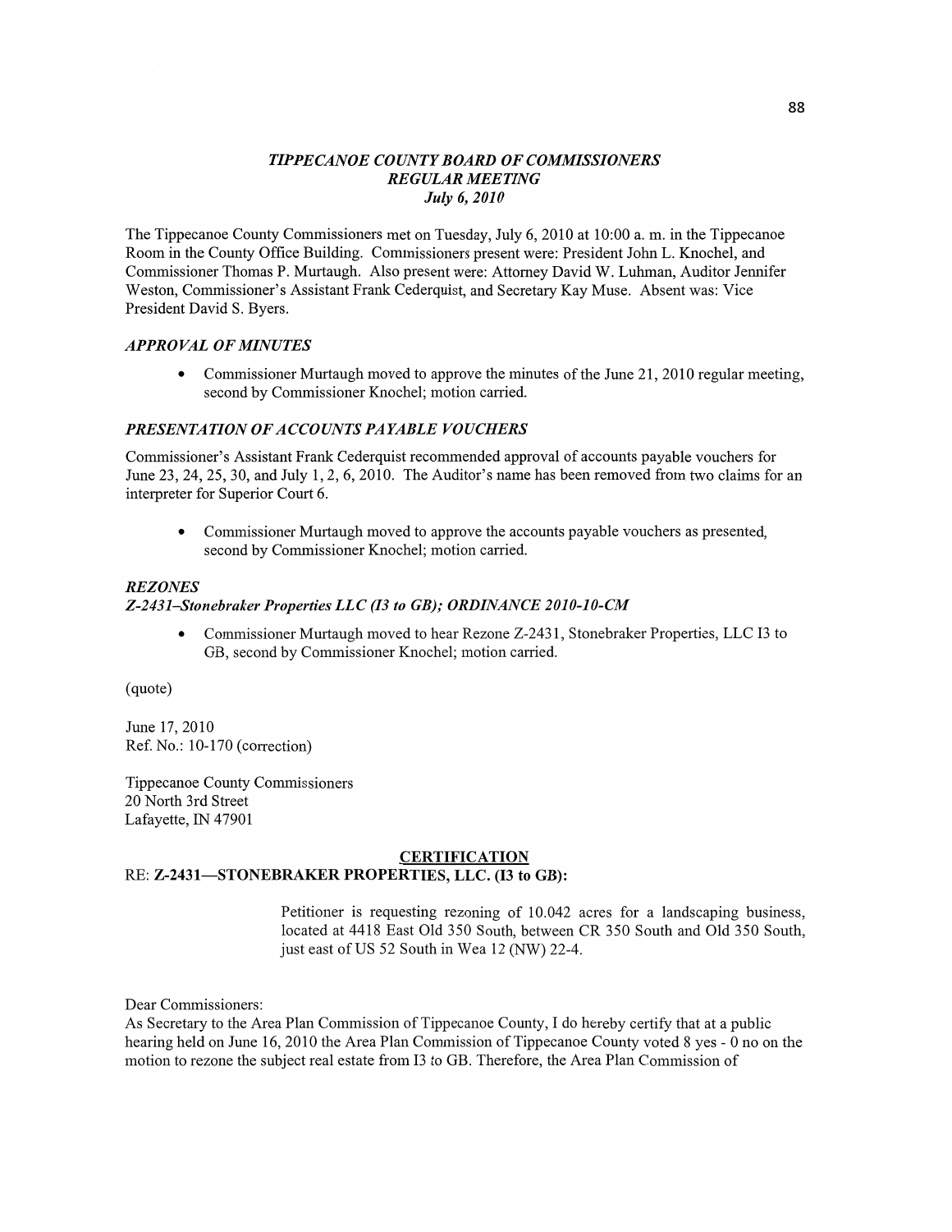***TIPPECANOE COUNTY BOARD OF COMMISSIONERS***
***REGULAR MEETING***
***July 6, 2010***

The Tippecanoe County Commissioners met on Tuesday, July 6, 2010 at 10:00 a. m. in the Tippecanoe Room in the County Office Building. Commissioners present were: President John L. Knochel, and Commissioner Thomas P. Murtaugh. Also present were: Attorney David W. Luhman, Auditor Jennifer Weston, Commissioner's Assistant Frank Cederquist, and Secretary Kay Muse. Absent was: Vice President David S. Byers.

### *APPROVAL OF MINUTES*

- Commissioner Murtaugh moved to approve the minutes of the June 21, 2010 regular meeting, second by Commissioner Knochel; motion carried.

### *PRESENTATION OF ACCOUNTS PAYABLE VOUCHERS*

Commissioner's Assistant Frank Cederquist recommended approval of accounts payable vouchers for June 23, 24, 25, 30, and July 1, 2, 6, 2010. The Auditor's name has been removed from two claims for an interpreter for Superior Court 6.

- Commissioner Murtaugh moved to approve the accounts payable vouchers as presented, second by Commissioner Knochel; motion carried.

### *REZONES*

#### *Z-2431–Stonebraker Properties LLC (I3 to GB); ORDINANCE 2010-10-CM*

- Commissioner Murtaugh moved to hear Rezone Z-2431, Stonebraker Properties, LLC I3 to GB, second by Commissioner Knochel; motion carried.

(quote)

June 17, 2010
Ref. No.: 10-170 (correction)

Tippecanoe County Commissioners
20 North 3rd Street
Lafayette, IN 47901

**CERTIFICATION**

**RE: Z-2431—STONEBRAKER PROPERTIES, LLC. (I3 to GB):**

> Petitioner is requesting rezoning of 10.042 acres for a landscaping business, located at 4418 East Old 350 South, between CR 350 South and Old 350 South, just east of US 52 South in Wea 12 (NW) 22-4.

Dear Commissioners:
As Secretary to the Area Plan Commission of Tippecanoe County, I do hereby certify that at a public hearing held on June 16, 2010 the Area Plan Commission of Tippecanoe County voted 8 yes - 0 no on the motion to rezone the subject real estate from I3 to GB. Therefore, the Area Plan Commission of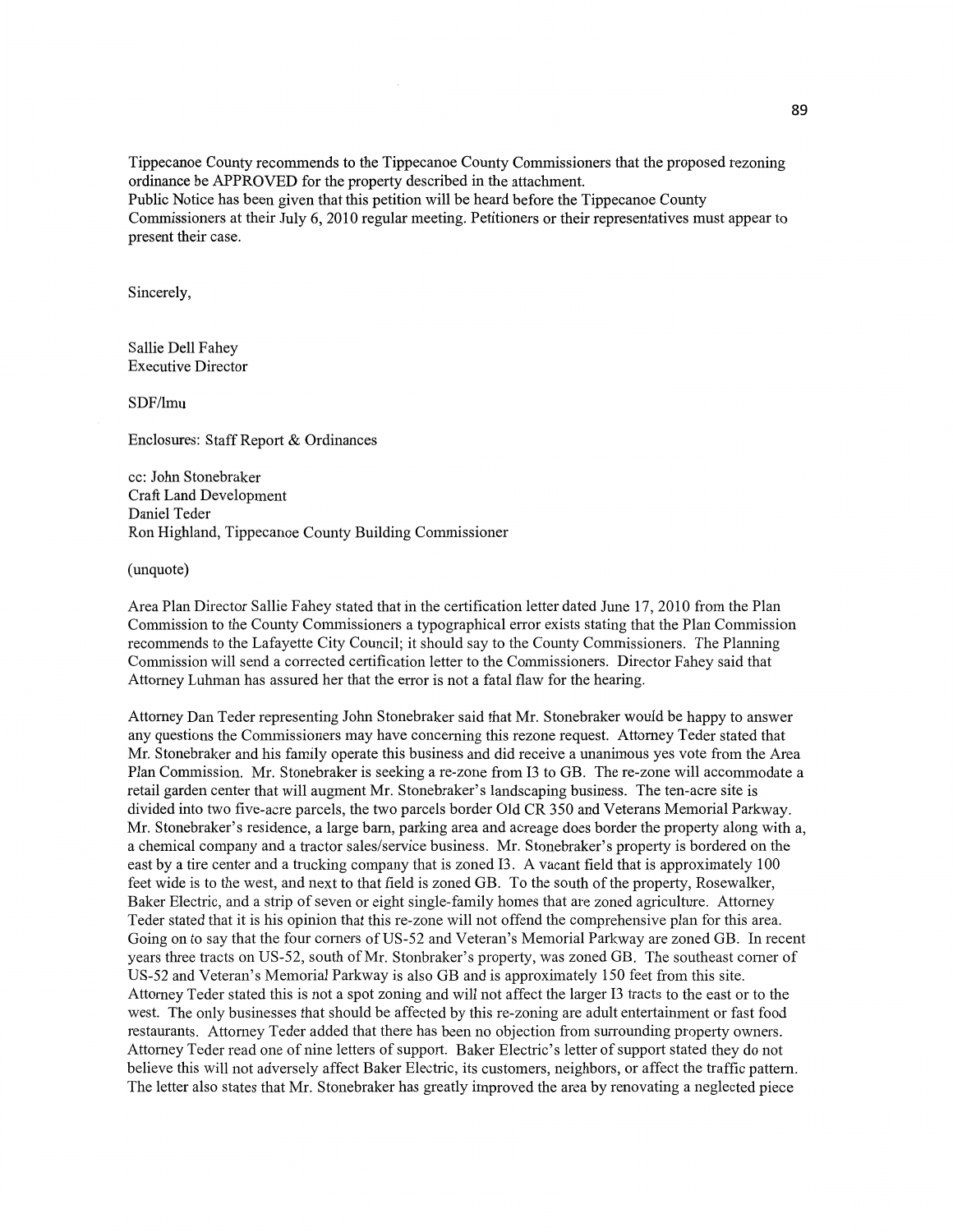Tippecanoe County recommends to the Tippecanoe County Commissioners that the proposed rezoning ordinance be APPROVED for the property described in the attachment.
Public Notice has been given that this petition will be heard before the Tippecanoe County Commissioners at their July 6, 2010 regular meeting. Petitioners or their representatives must appear to present their case.

Sincerely,

Sallie Dell Fahey
Executive Director

SDF/lmu

Enclosures: Staff Report & Ordinances

cc: John Stonebraker
Craft Land Development
Daniel Teder
Ron Highland, Tippecanoe County Building Commissioner

(unquote)

Area Plan Director Sallie Fahey stated that in the certification letter dated June 17, 2010 from the Plan Commission to the County Commissioners a typographical error exists stating that the Plan Commission recommends to the Lafayette City Council; it should say to the County Commissioners. The Planning Commission will send a corrected certification letter to the Commissioners. Director Fahey said that Attorney Luhman has assured her that the error is not a fatal flaw for the hearing.

Attorney Dan Teder representing John Stonebraker said that Mr. Stonebraker would be happy to answer any questions the Commissioners may have concerning this rezone request. Attorney Teder stated that Mr. Stonebraker and his family operate this business and did receive a unanimous yes vote from the Area Plan Commission. Mr. Stonebraker is seeking a re-zone from I3 to GB. The re-zone will accommodate a retail garden center that will augment Mr. Stonebraker's landscaping business. The ten-acre site is divided into two five-acre parcels, the two parcels border Old CR 350 and Veterans Memorial Parkway. Mr. Stonebraker's residence, a large barn, parking area and acreage does border the property along with a, a chemical company and a tractor sales/service business. Mr. Stonebraker's property is bordered on the east by a tire center and a trucking company that is zoned I3. A vacant field that is approximately 100 feet wide is to the west, and next to that field is zoned GB. To the south of the property, Rosewalker, Baker Electric, and a strip of seven or eight single-family homes that are zoned agriculture. Attorney Teder stated that it is his opinion that this re-zone will not offend the comprehensive plan for this area. Going on to say that the four corners of US-52 and Veteran's Memorial Parkway are zoned GB. In recent years three tracts on US-52, south of Mr. Stonbraker's property, was zoned GB. The southeast corner of US-52 and Veteran's Memorial Parkway is also GB and is approximately 150 feet from this site. Attorney Teder stated this is not a spot zoning and will not affect the larger I3 tracts to the east or to the west. The only businesses that should be affected by this re-zoning are adult entertainment or fast food restaurants. Attorney Teder added that there has been no objection from surrounding property owners. Attorney Teder read one of nine letters of support. Baker Electric's letter of support stated they do not believe this will not adversely affect Baker Electric, its customers, neighbors, or affect the traffic pattern. The letter also states that Mr. Stonebraker has greatly improved the area by renovating a neglected piece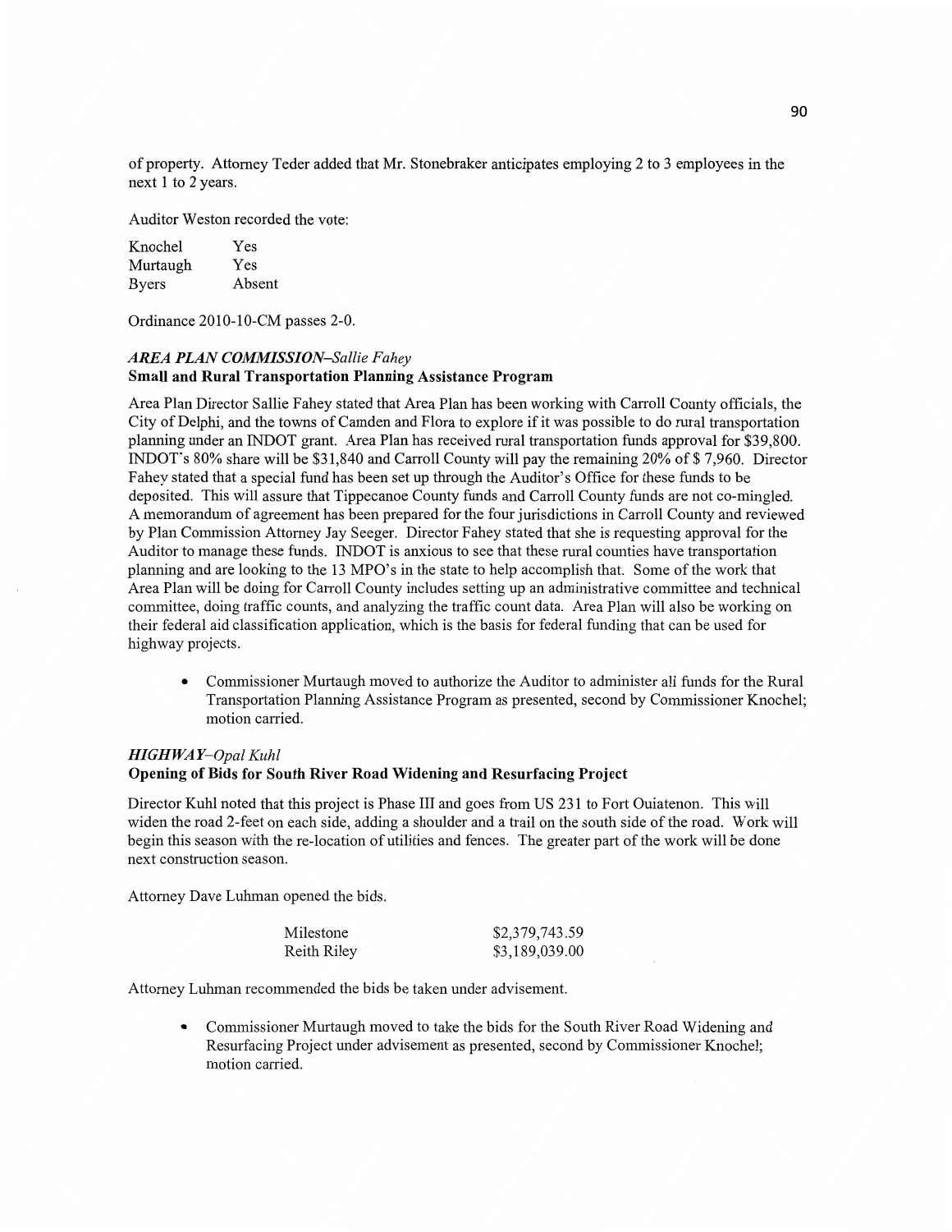of property. Attorney Teder added that Mr. Stonebraker anticipates employing 2 to 3 employees in the next 1 to 2 years.

Auditor Weston recorded the vote:

| | |
|---|---|
| Knochel | Yes |
| Murtaugh | Yes |
| Byers | Absent |

Ordinance 2010-10-CM passes 2-0.

### *AREA PLAN COMMISSION–Sallie Fahey*
**Small and Rural Transportation Planning Assistance Program**

Area Plan Director Sallie Fahey stated that Area Plan has been working with Carroll County officials, the City of Delphi, and the towns of Camden and Flora to explore if it was possible to do rural transportation planning under an INDOT grant. Area Plan has received rural transportation funds approval for $39,800. INDOT's 80% share will be $31,840 and Carroll County will pay the remaining 20% of $ 7,960. Director Fahey stated that a special fund has been set up through the Auditor's Office for these funds to be deposited. This will assure that Tippecanoe County funds and Carroll County funds are not co-mingled. A memorandum of agreement has been prepared for the four jurisdictions in Carroll County and reviewed by Plan Commission Attorney Jay Seeger. Director Fahey stated that she is requesting approval for the Auditor to manage these funds. INDOT is anxious to see that these rural counties have transportation planning and are looking to the 13 MPO's in the state to help accomplish that. Some of the work that Area Plan will be doing for Carroll County includes setting up an administrative committee and technical committee, doing traffic counts, and analyzing the traffic count data. Area Plan will also be working on their federal aid classification application, which is the basis for federal funding that can be used for highway projects.

- Commissioner Murtaugh moved to authorize the Auditor to administer all funds for the Rural Transportation Planning Assistance Program as presented, second by Commissioner Knochel; motion carried.

### *HIGHWAY–Opal Kuhl*
**Opening of Bids for South River Road Widening and Resurfacing Project**

Director Kuhl noted that this project is Phase III and goes from US 231 to Fort Ouiatenon. This will widen the road 2-feet on each side, adding a shoulder and a trail on the south side of the road. Work will begin this season with the re-location of utilities and fences. The greater part of the work will be done next construction season.

Attorney Dave Luhman opened the bids.

| | |
|---|---|
| Milestone | $2,379,743.59 |
| Reith Riley | $3,189,039.00 |

Attorney Luhman recommended the bids be taken under advisement.

- Commissioner Murtaugh moved to take the bids for the South River Road Widening and Resurfacing Project under advisement as presented, second by Commissioner Knochel; motion carried.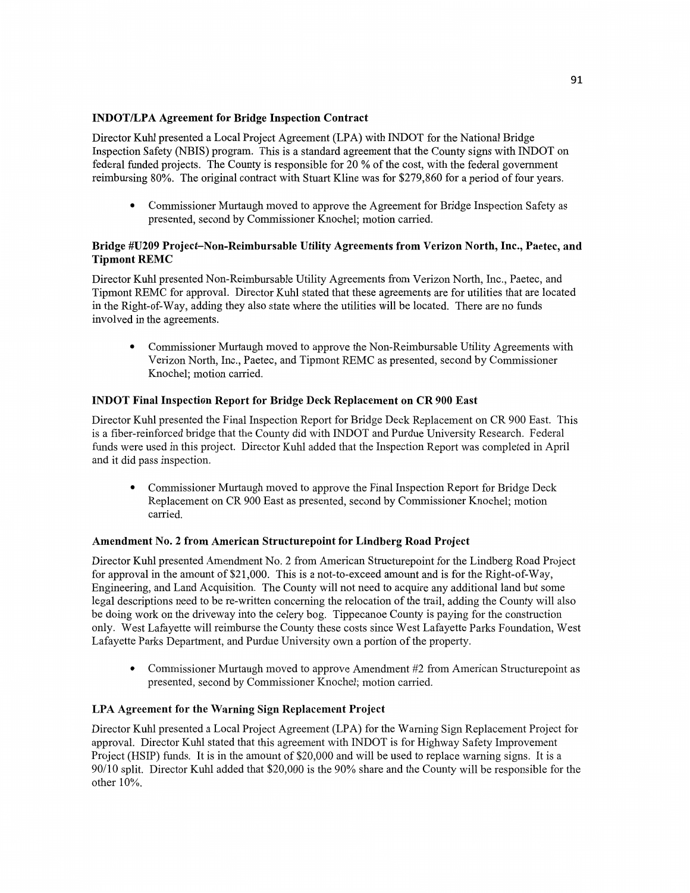### INDOT/LPA Agreement for Bridge Inspection Contract

Director Kuhl presented a Local Project Agreement (LPA) with INDOT for the National Bridge Inspection Safety (NBIS) program. This is a standard agreement that the County signs with INDOT on federal funded projects. The County is responsible for 20 % of the cost, with the federal government reimbursing 80%. The original contract with Stuart Kline was for $279,860 for a period of four years.

- Commissioner Murtaugh moved to approve the Agreement for Bridge Inspection Safety as presented, second by Commissioner Knochel; motion carried.

### Bridge #U209 Project–Non-Reimbursable Utility Agreements from Verizon North, Inc., Paetec, and Tipmont REMC

Director Kuhl presented Non-Reimbursable Utility Agreements from Verizon North, Inc., Paetec, and Tipmont REMC for approval. Director Kuhl stated that these agreements are for utilities that are located in the Right-of-Way, adding they also state where the utilities will be located. There are no funds involved in the agreements.

- Commissioner Murtaugh moved to approve the Non-Reimbursable Utility Agreements with Verizon North, Inc., Paetec, and Tipmont REMC as presented, second by Commissioner Knochel; motion carried.

### INDOT Final Inspection Report for Bridge Deck Replacement on CR 900 East

Director Kuhl presented the Final Inspection Report for Bridge Deck Replacement on CR 900 East. This is a fiber-reinforced bridge that the County did with INDOT and Purdue University Research. Federal funds were used in this project. Director Kuhl added that the Inspection Report was completed in April and it did pass inspection.

- Commissioner Murtaugh moved to approve the Final Inspection Report for Bridge Deck Replacement on CR 900 East as presented, second by Commissioner Knochel; motion carried.

### Amendment No. 2 from American Structurepoint for Lindberg Road Project

Director Kuhl presented Amendment No. 2 from American Structurepoint for the Lindberg Road Project for approval in the amount of $21,000. This is a not-to-exceed amount and is for the Right-of-Way, Engineering, and Land Acquisition. The County will not need to acquire any additional land but some legal descriptions need to be re-written concerning the relocation of the trail, adding the County will also be doing work on the driveway into the celery bog. Tippecanoe County is paying for the construction only. West Lafayette will reimburse the County these costs since West Lafayette Parks Foundation, West Lafayette Parks Department, and Purdue University own a portion of the property.

- Commissioner Murtaugh moved to approve Amendment #2 from American Structurepoint as presented, second by Commissioner Knochel; motion carried.

### LPA Agreement for the Warning Sign Replacement Project

Director Kuhl presented a Local Project Agreement (LPA) for the Warning Sign Replacement Project for approval. Director Kuhl stated that this agreement with INDOT is for Highway Safety Improvement Project (HSIP) funds. It is in the amount of $20,000 and will be used to replace warning signs. It is a 90/10 split. Director Kuhl added that $20,000 is the 90% share and the County will be responsible for the other 10%.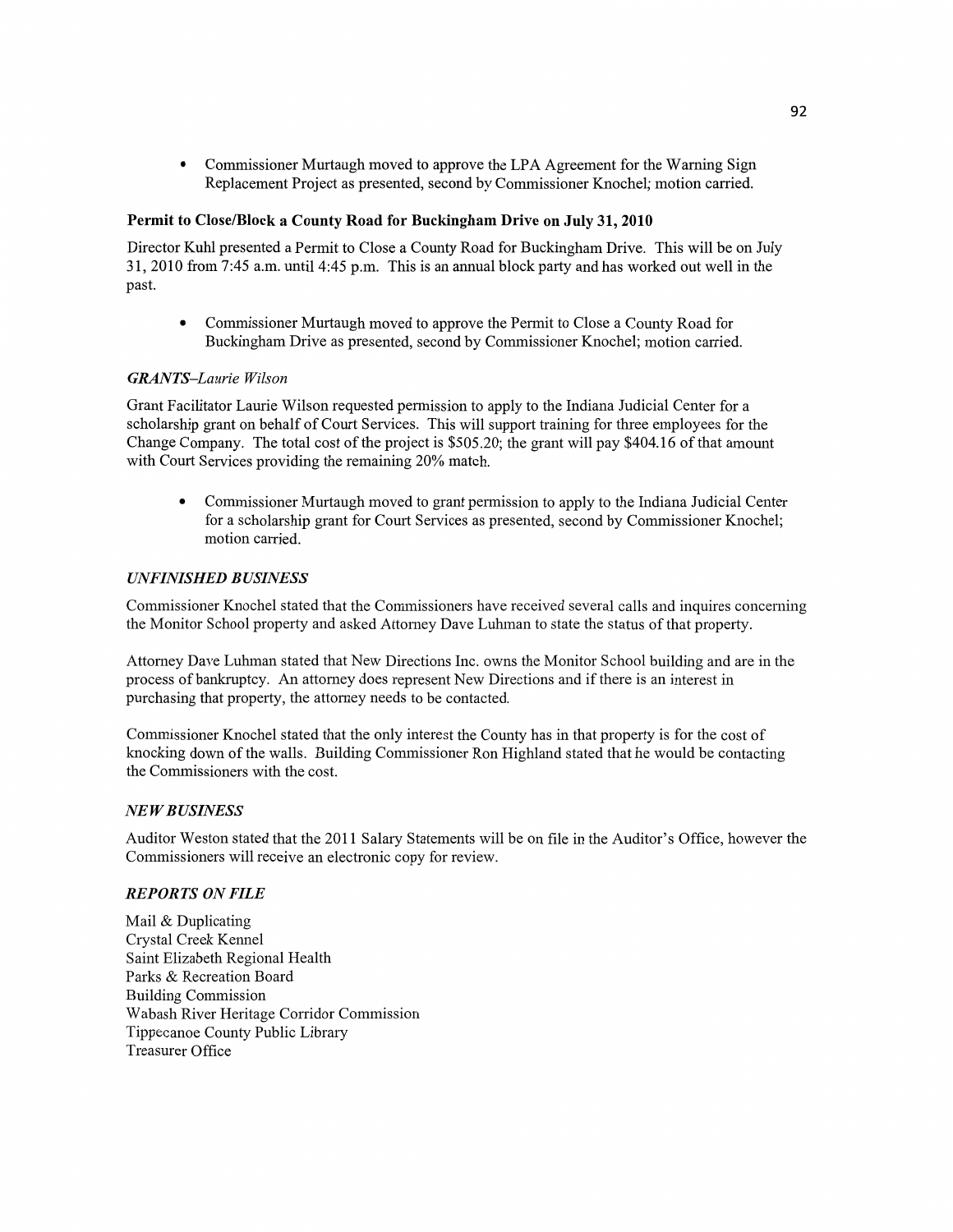- Commissioner Murtaugh moved to approve the LPA Agreement for the Warning Sign Replacement Project as presented, second by Commissioner Knochel; motion carried.

**Permit to Close/Block a County Road for Buckingham Drive on July 31, 2010**

Director Kuhl presented a Permit to Close a County Road for Buckingham Drive. This will be on July 31, 2010 from 7:45 a.m. until 4:45 p.m. This is an annual block party and has worked out well in the past.

- Commissioner Murtaugh moved to approve the Permit to Close a County Road for Buckingham Drive as presented, second by Commissioner Knochel; motion carried.

***GRANTS–Laurie Wilson***

Grant Facilitator Laurie Wilson requested permission to apply to the Indiana Judicial Center for a scholarship grant on behalf of Court Services. This will support training for three employees for the Change Company. The total cost of the project is $505.20; the grant will pay $404.16 of that amount with Court Services providing the remaining 20% match.

- Commissioner Murtaugh moved to grant permission to apply to the Indiana Judicial Center for a scholarship grant for Court Services as presented, second by Commissioner Knochel; motion carried.

***UNFINISHED BUSINESS***

Commissioner Knochel stated that the Commissioners have received several calls and inquires concerning the Monitor School property and asked Attorney Dave Luhman to state the status of that property.

Attorney Dave Luhman stated that New Directions Inc. owns the Monitor School building and are in the process of bankruptcy. An attorney does represent New Directions and if there is an interest in purchasing that property, the attorney needs to be contacted.

Commissioner Knochel stated that the only interest the County has in that property is for the cost of knocking down of the walls. Building Commissioner Ron Highland stated that he would be contacting the Commissioners with the cost.

***NEW BUSINESS***

Auditor Weston stated that the 2011 Salary Statements will be on file in the Auditor's Office, however the Commissioners will receive an electronic copy for review.

***REPORTS ON FILE***

Mail & Duplicating
Crystal Creek Kennel
Saint Elizabeth Regional Health
Parks & Recreation Board
Building Commission
Wabash River Heritage Corridor Commission
Tippecanoe County Public Library
Treasurer Office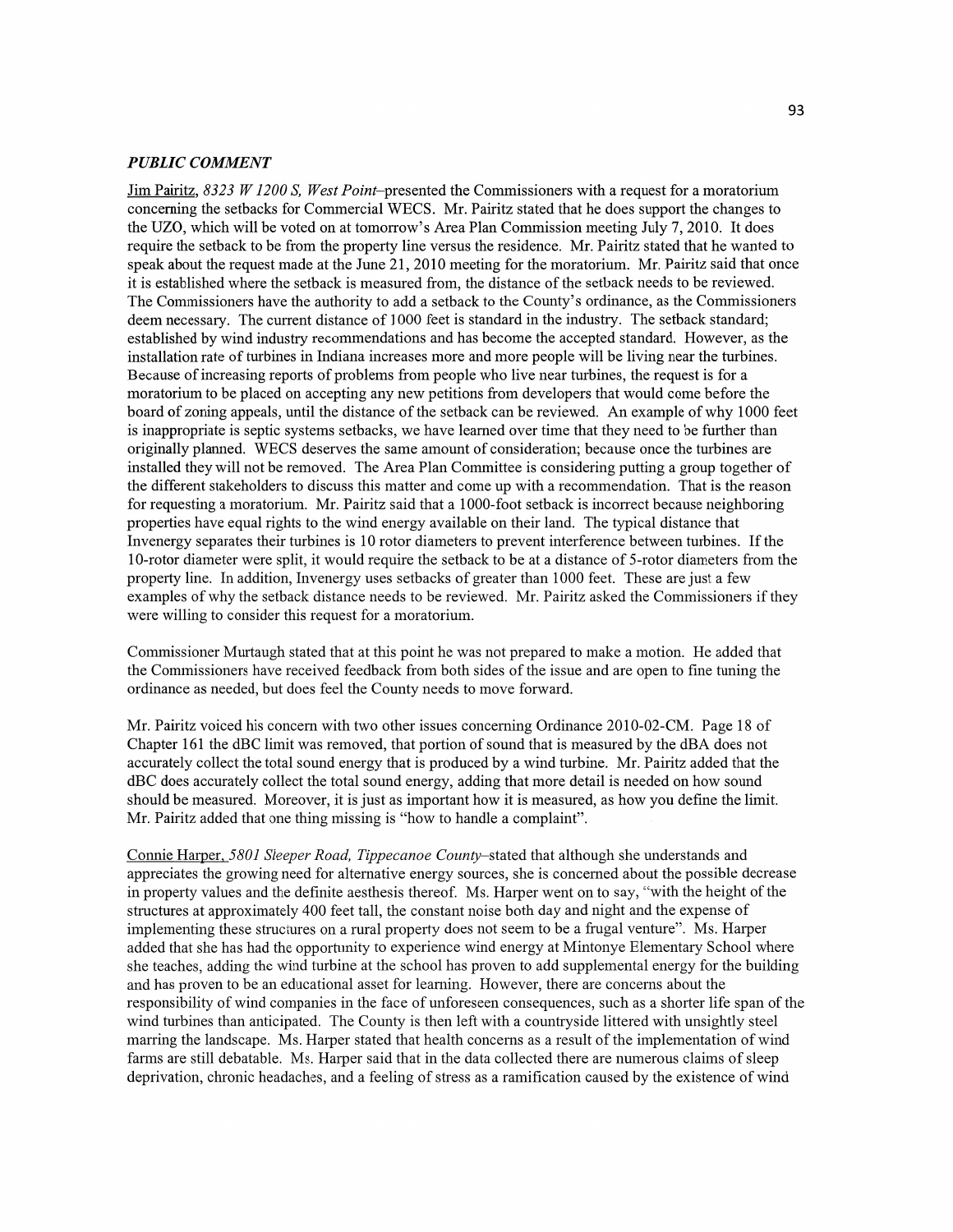### *PUBLIC COMMENT*

Jim Pairitz, *8323 W 1200 S, West Point*–presented the Commissioners with a request for a moratorium concerning the setbacks for Commercial WECS. Mr. Pairitz stated that he does support the changes to the UZO, which will be voted on at tomorrow's Area Plan Commission meeting July 7, 2010. It does require the setback to be from the property line versus the residence. Mr. Pairitz stated that he wanted to speak about the request made at the June 21, 2010 meeting for the moratorium. Mr. Pairitz said that once it is established where the setback is measured from, the distance of the setback needs to be reviewed. The Commissioners have the authority to add a setback to the County's ordinance, as the Commissioners deem necessary. The current distance of 1000 feet is standard in the industry. The setback standard; established by wind industry recommendations and has become the accepted standard. However, as the installation rate of turbines in Indiana increases more and more people will be living near the turbines. Because of increasing reports of problems from people who live near turbines, the request is for a moratorium to be placed on accepting any new petitions from developers that would come before the board of zoning appeals, until the distance of the setback can be reviewed. An example of why 1000 feet is inappropriate is septic systems setbacks, we have learned over time that they need to be further than originally planned. WECS deserves the same amount of consideration; because once the turbines are installed they will not be removed. The Area Plan Committee is considering putting a group together of the different stakeholders to discuss this matter and come up with a recommendation. That is the reason for requesting a moratorium. Mr. Pairitz said that a 1000-foot setback is incorrect because neighboring properties have equal rights to the wind energy available on their land. The typical distance that Invenergy separates their turbines is 10 rotor diameters to prevent interference between turbines. If the 10-rotor diameter were split, it would require the setback to be at a distance of 5-rotor diameters from the property line. In addition, Invenergy uses setbacks of greater than 1000 feet. These are just a few examples of why the setback distance needs to be reviewed. Mr. Pairitz asked the Commissioners if they were willing to consider this request for a moratorium.

Commissioner Murtaugh stated that at this point he was not prepared to make a motion. He added that the Commissioners have received feedback from both sides of the issue and are open to fine tuning the ordinance as needed, but does feel the County needs to move forward.

Mr. Pairitz voiced his concern with two other issues concerning Ordinance 2010-02-CM. Page 18 of Chapter 161 the dBC limit was removed, that portion of sound that is measured by the dBA does not accurately collect the total sound energy that is produced by a wind turbine. Mr. Pairitz added that the dBC does accurately collect the total sound energy, adding that more detail is needed on how sound should be measured. Moreover, it is just as important how it is measured, as how you define the limit. Mr. Pairitz added that one thing missing is "how to handle a complaint".

Connie Harper, *5801 Sleeper Road, Tippecanoe County*–stated that although she understands and appreciates the growing need for alternative energy sources, she is concerned about the possible decrease in property values and the definite aesthesis thereof. Ms. Harper went on to say, "with the height of the structures at approximately 400 feet tall, the constant noise both day and night and the expense of implementing these structures on a rural property does not seem to be a frugal venture". Ms. Harper added that she has had the opportunity to experience wind energy at Mintonye Elementary School where she teaches, adding the wind turbine at the school has proven to add supplemental energy for the building and has proven to be an educational asset for learning. However, there are concerns about the responsibility of wind companies in the face of unforeseen consequences, such as a shorter life span of the wind turbines than anticipated. The County is then left with a countryside littered with unsightly steel marring the landscape. Ms. Harper stated that health concerns as a result of the implementation of wind farms are still debatable. Ms. Harper said that in the data collected there are numerous claims of sleep deprivation, chronic headaches, and a feeling of stress as a ramification caused by the existence of wind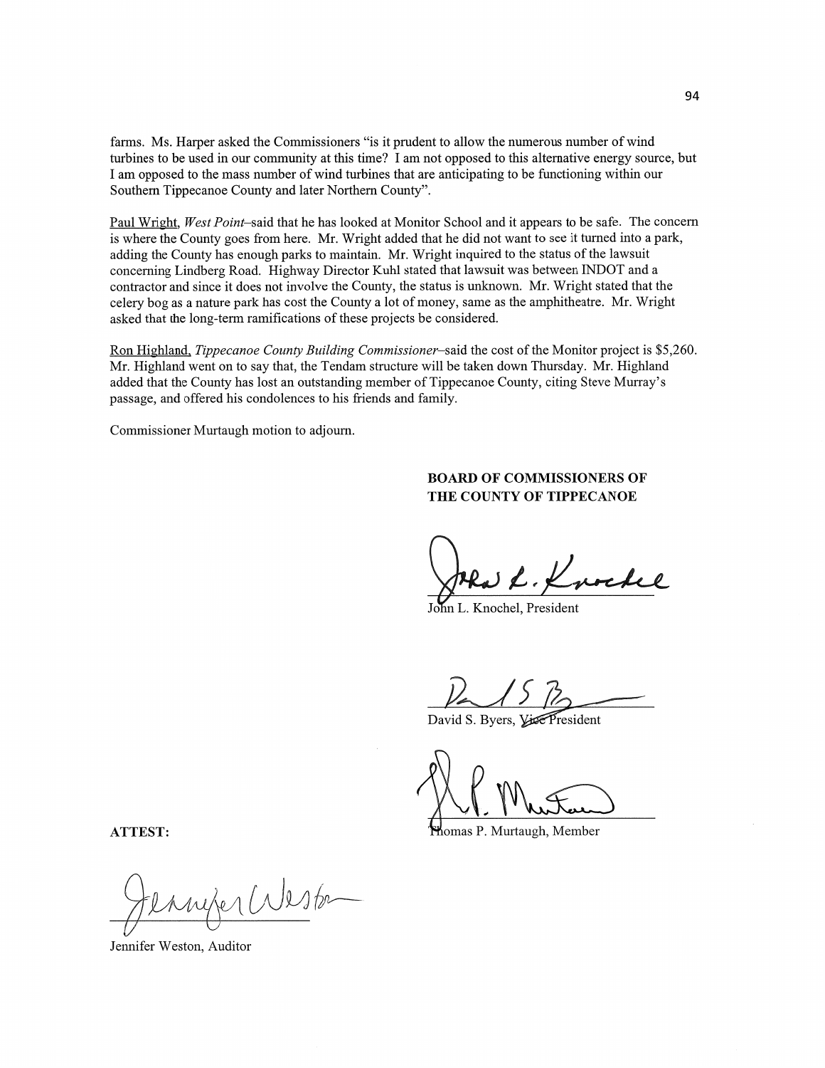farms. Ms. Harper asked the Commissioners "is it prudent to allow the numerous number of wind turbines to be used in our community at this time? I am not opposed to this alternative energy source, but I am opposed to the mass number of wind turbines that are anticipating to be functioning within our Southern Tippecanoe County and later Northern County".

Paul Wright, *West Point*–said that he has looked at Monitor School and it appears to be safe. The concern is where the County goes from here. Mr. Wright added that he did not want to see it turned into a park, adding the County has enough parks to maintain. Mr. Wright inquired to the status of the lawsuit concerning Lindberg Road. Highway Director Kuhl stated that lawsuit was between INDOT and a contractor and since it does not involve the County, the status is unknown. Mr. Wright stated that the celery bog as a nature park has cost the County a lot of money, same as the amphitheatre. Mr. Wright asked that the long-term ramifications of these projects be considered.

Ron Highland, *Tippecanoe County Building Commissioner*–said the cost of the Monitor project is $5,260. Mr. Highland went on to say that, the Tendam structure will be taken down Thursday. Mr. Highland added that the County has lost an outstanding member of Tippecanoe County, citing Steve Murray's passage, and offered his condolences to his friends and family.

Commissioner Murtaugh motion to adjourn.

**BOARD OF COMMISSIONERS OF THE COUNTY OF TIPPECANOE**

John L. Knochel, President

David S. Byers, ~~Vice~~ President

Thomas P. Murtaugh, Member

**ATTEST:**

Jennifer Weston, Auditor